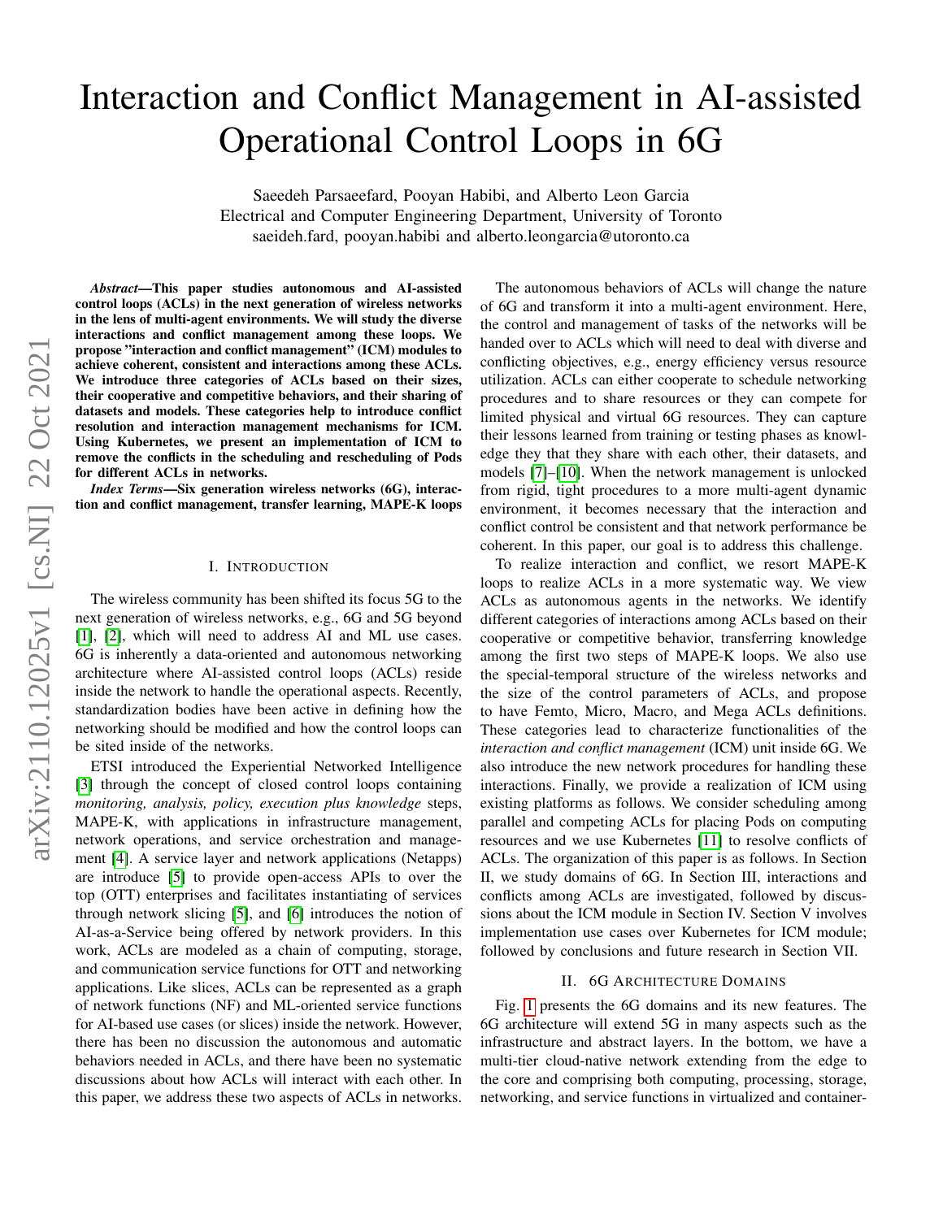# Interaction and Conflict Management in AI-assisted Operational Control Loops in 6G

Saeedeh Parsaeefard, Pooyan Habibi, and Alberto Leon Garcia
Electrical and Computer Engineering Department, University of Toronto
saeideh.fard, pooyan.habibi and alberto.leongarcia@utoronto.ca

***Abstract*—This paper studies autonomous and AI-assisted control loops (ACLs) in the next generation of wireless networks in the lens of multi-agent environments. We will study the diverse interactions and conflict management among these loops. We propose "interaction and conflict management" (ICM) modules to achieve coherent, consistent and interactions among these ACLs. We introduce three categories of ACLs based on their sizes, their cooperative and competitive behaviors, and their sharing of datasets and models. These categories help to introduce conflict resolution and interaction management mechanisms for ICM. Using Kubernetes, we present an implementation of ICM to remove the conflicts in the scheduling and rescheduling of Pods for different ACLs in networks.**

***Index Terms*—Six generation wireless networks (6G), interaction and conflict management, transfer learning, MAPE-K loops**

## I. Introduction

The wireless community has been shifted its focus 5G to the next generation of wireless networks, e.g., 6G and 5G beyond [1], [2], which will need to address AI and ML use cases. 6G is inherently a data-oriented and autonomous networking architecture where AI-assisted control loops (ACLs) reside inside the network to handle the operational aspects. Recently, standardization bodies have been active in defining how the networking should be modified and how the control loops can be sited inside of the networks.

ETSI introduced the Experiential Networked Intelligence [3] through the concept of closed control loops containing *monitoring, analysis, policy, execution plus knowledge* steps, MAPE-K, with applications in infrastructure management, network operations, and service orchestration and management [4]. A service layer and network applications (Netapps) are introduce [5] to provide open-access APIs to over the top (OTT) enterprises and facilitates instantiating of services through network slicing [5], and [6] introduces the notion of AI-as-a-Service being offered by network providers. In this work, ACLs are modeled as a chain of computing, storage, and communication service functions for OTT and networking applications. Like slices, ACLs can be represented as a graph of network functions (NF) and ML-oriented service functions for AI-based use cases (or slices) inside the network. However, there has been no discussion the autonomous and automatic behaviors needed in ACLs, and there have been no systematic discussions about how ACLs will interact with each other. In this paper, we address these two aspects of ACLs in networks.

The autonomous behaviors of ACLs will change the nature of 6G and transform it into a multi-agent environment. Here, the control and management of tasks of the networks will be handed over to ACLs which will need to deal with diverse and conflicting objectives, e.g., energy efficiency versus resource utilization. ACLs can either cooperate to schedule networking procedures and to share resources or they can compete for limited physical and virtual 6G resources. They can capture their lessons learned from training or testing phases as knowledge they that they share with each other, their datasets, and models [7]–[10]. When the network management is unlocked from rigid, tight procedures to a more multi-agent dynamic environment, it becomes necessary that the interaction and conflict control be consistent and that network performance be coherent. In this paper, our goal is to address this challenge.

To realize interaction and conflict, we resort MAPE-K loops to realize ACLs in a more systematic way. We view ACLs as autonomous agents in the networks. We identify different categories of interactions among ACLs based on their cooperative or competitive behavior, transferring knowledge among the first two steps of MAPE-K loops. We also use the special-temporal structure of the wireless networks and the size of the control parameters of ACLs, and propose to have Femto, Micro, Macro, and Mega ACLs definitions. These categories lead to characterize functionalities of the *interaction and conflict management* (ICM) unit inside 6G. We also introduce the new network procedures for handling these interactions. Finally, we provide a realization of ICM using existing platforms as follows. We consider scheduling among parallel and competing ACLs for placing Pods on computing resources and we use Kubernetes [11] to resolve conflicts of ACLs. The organization of this paper is as follows. In Section II, we study domains of 6G. In Section III, interactions and conflicts among ACLs are investigated, followed by discussions about the ICM module in Section IV. Section V involves implementation use cases over Kubernetes for ICM module; followed by conclusions and future research in Section VII.

## II. 6G Architecture Domains

Fig. 1 presents the 6G domains and its new features. The 6G architecture will extend 5G in many aspects such as the infrastructure and abstract layers. In the bottom, we have a multi-tier cloud-native network extending from the edge to the core and comprising both computing, processing, storage, networking, and service functions in virtualized and container-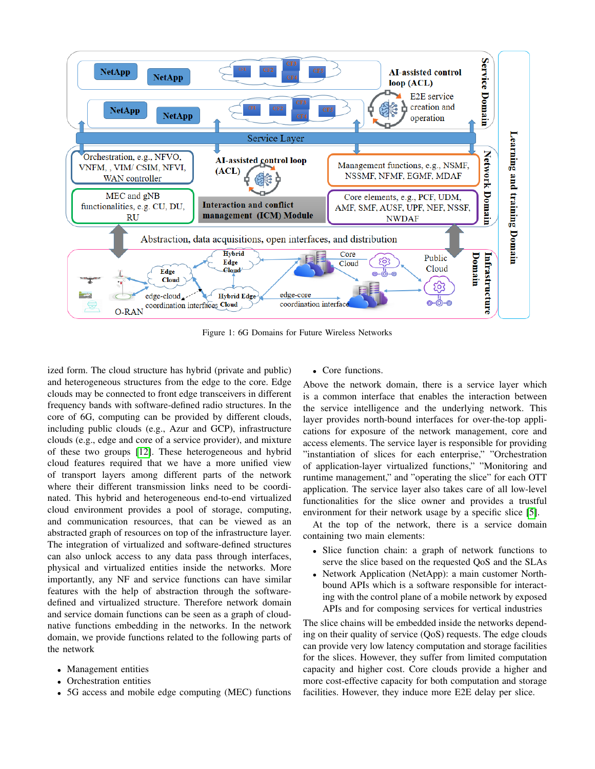Figure 1: 6G Domains for Future Wireless Networks

ized form. The cloud structure has hybrid (private and public) and heterogeneous structures from the edge to the core. Edge clouds may be connected to front edge transceivers in different frequency bands with software-defined radio structures. In the core of 6G, computing can be provided by different clouds, including public clouds (e.g., Azur and GCP), infrastructure clouds (e.g., edge and core of a service provider), and mixture of these two groups [12]. These heterogeneous and hybrid cloud features required that we have a more unified view of transport layers among different parts of the network where their different transmission links need to be coordinated. This hybrid and heterogeneous end-to-end virtualized cloud environment provides a pool of storage, computing, and communication resources, that can be viewed as an abstracted graph of resources on top of the infrastructure layer. The integration of virtualized and software-defined structures can also unlock access to any data pass through interfaces, physical and virtualized entities inside the networks. More importantly, any NF and service functions can have similar features with the help of abstraction through the software-defined and virtualized structure. Therefore network domain and service domain functions can be seen as a graph of cloud-native functions embedding in the networks. In the network domain, we provide functions related to the following parts of the network

- Management entities
- Orchestration entities
- 5G access and mobile edge computing (MEC) functions
- Core functions.

Above the network domain, there is a service layer which is a common interface that enables the interaction between the service intelligence and the underlying network. This layer provides north-bound interfaces for over-the-top applications for exposure of the network management, core and access elements. The service layer is responsible for providing "instantiation of slices for each enterprise," "Orchestration of application-layer virtualized functions," "Monitoring and runtime management," and "operating the slice" for each OTT application. The service layer also takes care of all low-level functionalities for the slice owner and provides a trustful environment for their network usage by a specific slice [5].

At the top of the network, there is a service domain containing two main elements:

- Slice function chain: a graph of network functions to serve the slice based on the requested QoS and the SLAs
- Network Application (NetApp): a main customer North-bound APIs which is a software responsible for interacting with the control plane of a mobile network by exposed APIs and for composing services for vertical industries

The slice chains will be embedded inside the networks depending on their quality of service (QoS) requests. The edge clouds can provide very low latency computation and storage facilities for the slices. However, they suffer from limited computation capacity and higher cost. Core clouds provide a higher and more cost-effective capacity for both computation and storage facilities. However, they induce more E2E delay per slice.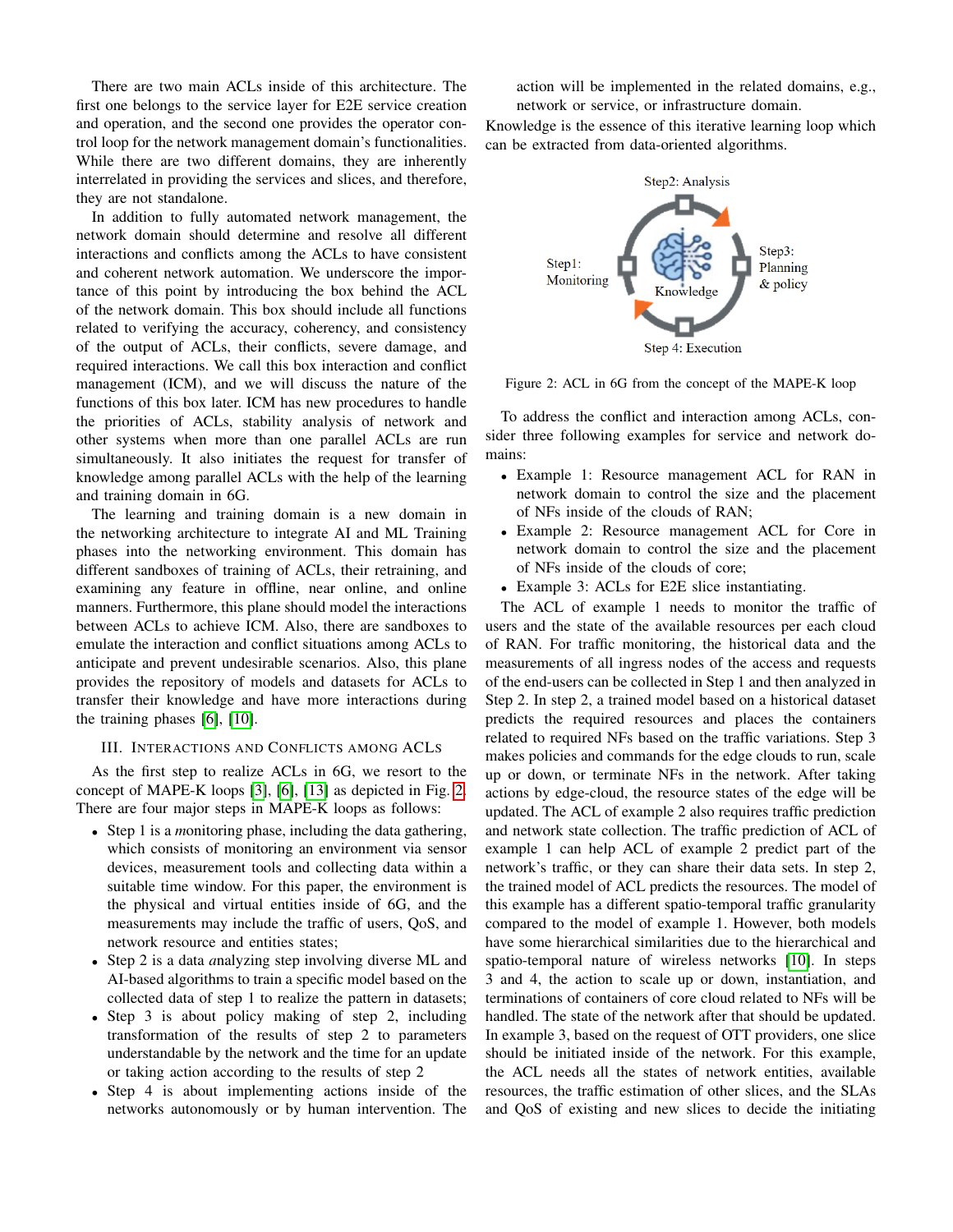There are two main ACLs inside of this architecture. The first one belongs to the service layer for E2E service creation and operation, and the second one provides the operator control loop for the network management domain's functionalities. While there are two different domains, they are inherently interrelated in providing the services and slices, and therefore, they are not standalone.

In addition to fully automated network management, the network domain should determine and resolve all different interactions and conflicts among the ACLs to have consistent and coherent network automation. We underscore the importance of this point by introducing the box behind the ACL of the network domain. This box should include all functions related to verifying the accuracy, coherency, and consistency of the output of ACLs, their conflicts, severe damage, and required interactions. We call this box interaction and conflict management (ICM), and we will discuss the nature of the functions of this box later. ICM has new procedures to handle the priorities of ACLs, stability analysis of network and other systems when more than one parallel ACLs are run simultaneously. It also initiates the request for transfer of knowledge among parallel ACLs with the help of the learning and training domain in 6G.

The learning and training domain is a new domain in the networking architecture to integrate AI and ML Training phases into the networking environment. This domain has different sandboxes of training of ACLs, their retraining, and examining any feature in offline, near online, and online manners. Furthermore, this plane should model the interactions between ACLs to achieve ICM. Also, there are sandboxes to emulate the interaction and conflict situations among ACLs to anticipate and prevent undesirable scenarios. Also, this plane provides the repository of models and datasets for ACLs to transfer their knowledge and have more interactions during the training phases [6], [10].

## III. Interactions and Conflicts among ACLs

As the first step to realize ACLs in 6G, we resort to the concept of MAPE-K loops [3], [6], [13] as depicted in Fig. 2. There are four major steps in MAPE-K loops as follows:

- Step 1 is a *m*onitoring phase, including the data gathering, which consists of monitoring an environment via sensor devices, measurement tools and collecting data within a suitable time window. For this paper, the environment is the physical and virtual entities inside of 6G, and the measurements may include the traffic of users, QoS, and network resource and entities states;
- Step 2 is a data *a*nalyzing step involving diverse ML and AI-based algorithms to train a specific model based on the collected data of step 1 to realize the pattern in datasets;
- Step 3 is about policy making of step 2, including transformation of the results of step 2 to parameters understandable by the network and the time for an update or taking action according to the results of step 2
- Step 4 is about implementing actions inside of the networks autonomously or by human intervention. The action will be implemented in the related domains, e.g., network or service, or infrastructure domain.

Knowledge is the essence of this iterative learning loop which can be extracted from data-oriented algorithms.

Figure 2: ACL in 6G from the concept of the MAPE-K loop

To address the conflict and interaction among ACLs, consider three following examples for service and network domains:

- Example 1: Resource management ACL for RAN in network domain to control the size and the placement of NFs inside of the clouds of RAN;
- Example 2: Resource management ACL for Core in network domain to control the size and the placement of NFs inside of the clouds of core;
- Example 3: ACLs for E2E slice instantiating.

The ACL of example 1 needs to monitor the traffic of users and the state of the available resources per each cloud of RAN. For traffic monitoring, the historical data and the measurements of all ingress nodes of the access and requests of the end-users can be collected in Step 1 and then analyzed in Step 2. In step 2, a trained model based on a historical dataset predicts the required resources and places the containers related to required NFs based on the traffic variations. Step 3 makes policies and commands for the edge clouds to run, scale up or down, or terminate NFs in the network. After taking actions by edge-cloud, the resource states of the edge will be updated. The ACL of example 2 also requires traffic prediction and network state collection. The traffic prediction of ACL of example 1 can help ACL of example 2 predict part of the network's traffic, or they can share their data sets. In step 2, the trained model of ACL predicts the resources. The model of this example has a different spatio-temporal traffic granularity compared to the model of example 1. However, both models have some hierarchical similarities due to the hierarchical and spatio-temporal nature of wireless networks [10]. In steps 3 and 4, the action to scale up or down, instantiation, and terminations of containers of core cloud related to NFs will be handled. The state of the network after that should be updated. In example 3, based on the request of OTT providers, one slice should be initiated inside of the network. For this example, the ACL needs all the states of network entities, available resources, the traffic estimation of other slices, and the SLAs and QoS of existing and new slices to decide the initiating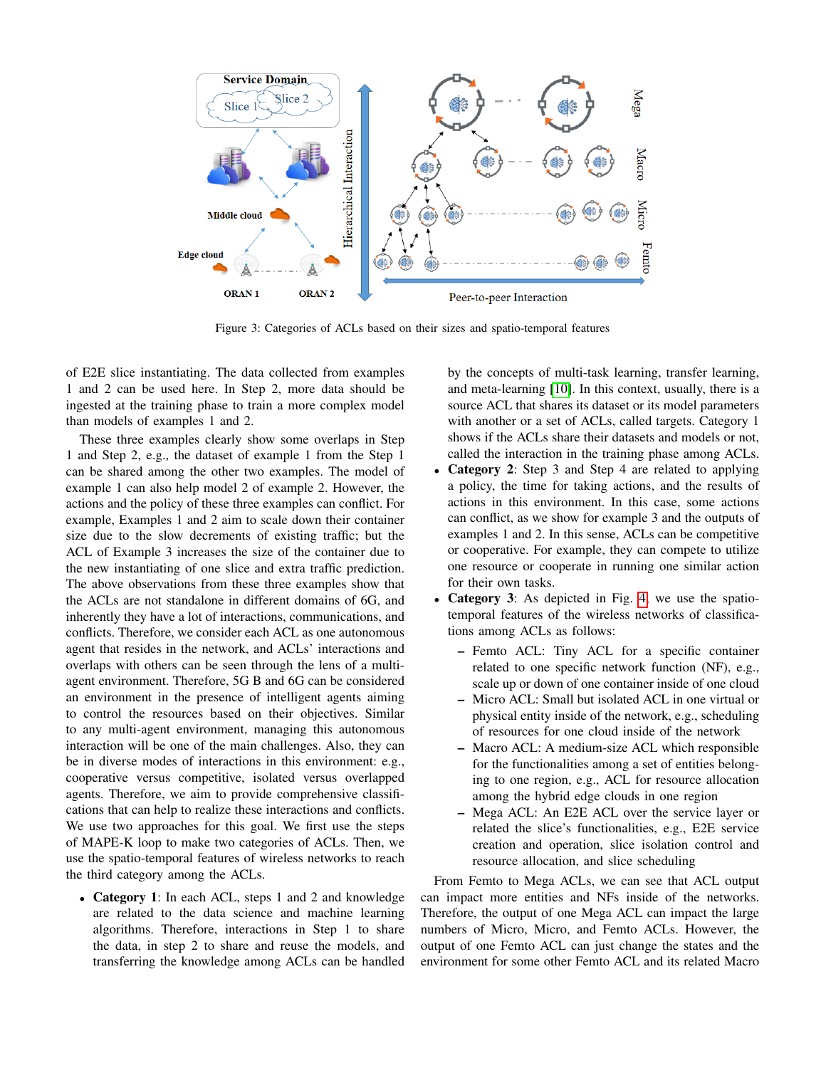Figure 3: Categories of ACLs based on their sizes and spatio-temporal features

of E2E slice instantiating. The data collected from examples 1 and 2 can be used here. In Step 2, more data should be ingested at the training phase to train a more complex model than models of examples 1 and 2.

These three examples clearly show some overlaps in Step 1 and Step 2, e.g., the dataset of example 1 from the Step 1 can be shared among the other two examples. The model of example 1 can also help model 2 of example 2. However, the actions and the policy of these three examples can conflict. For example, Examples 1 and 2 aim to scale down their container size due to the slow decrements of existing traffic; but the ACL of Example 3 increases the size of the container due to the new instantiating of one slice and extra traffic prediction. The above observations from these three examples show that the ACLs are not standalone in different domains of 6G, and inherently they have a lot of interactions, communications, and conflicts. Therefore, we consider each ACL as one autonomous agent that resides in the network, and ACLs' interactions and overlaps with others can be seen through the lens of a multi-agent environment. Therefore, 5G B and 6G can be considered an environment in the presence of intelligent agents aiming to control the resources based on their objectives. Similar to any multi-agent environment, managing this autonomous interaction will be one of the main challenges. Also, they can be in diverse modes of interactions in this environment: e.g., cooperative versus competitive, isolated versus overlapped agents. Therefore, we aim to provide comprehensive classifications that can help to realize these interactions and conflicts. We use two approaches for this goal. We first use the steps of MAPE-K loop to make two categories of ACLs. Then, we use the spatio-temporal features of wireless networks to reach the third category among the ACLs.

- **Category 1**: In each ACL, steps 1 and 2 and knowledge are related to the data science and machine learning algorithms. Therefore, interactions in Step 1 to share the data, in step 2 to share and reuse the models, and transferring the knowledge among ACLs can be handled by the concepts of multi-task learning, transfer learning, and meta-learning [10]. In this context, usually, there is a source ACL that shares its dataset or its model parameters with another or a set of ACLs, called targets. Category 1 shows if the ACLs share their datasets and models or not, called the interaction in the training phase among ACLs.
- **Category 2**: Step 3 and Step 4 are related to applying a policy, the time for taking actions, and the results of actions in this environment. In this case, some actions can conflict, as we show for example 3 and the outputs of examples 1 and 2. In this sense, ACLs can be competitive or cooperative. For example, they can compete to utilize one resource or cooperate in running one similar action for their own tasks.
- **Category 3**: As depicted in Fig. 4, we use the spatio-temporal features of the wireless networks of classifications among ACLs as follows:
  - Femto ACL: Tiny ACL for a specific container related to one specific network function (NF), e.g., scale up or down of one container inside of one cloud
  - Micro ACL: Small but isolated ACL in one virtual or physical entity inside of the network, e.g., scheduling of resources for one cloud inside of the network
  - Macro ACL: A medium-size ACL which responsible for the functionalities among a set of entities belonging to one region, e.g., ACL for resource allocation among the hybrid edge clouds in one region
  - Mega ACL: An E2E ACL over the service layer or related the slice's functionalities, e.g., E2E service creation and operation, slice isolation control and resource allocation, and slice scheduling

From Femto to Mega ACLs, we can see that ACL output can impact more entities and NFs inside of the networks. Therefore, the output of one Mega ACL can impact the large numbers of Micro, Micro, and Femto ACLs. However, the output of one Femto ACL can just change the states and the environment for some other Femto ACL and its related Macro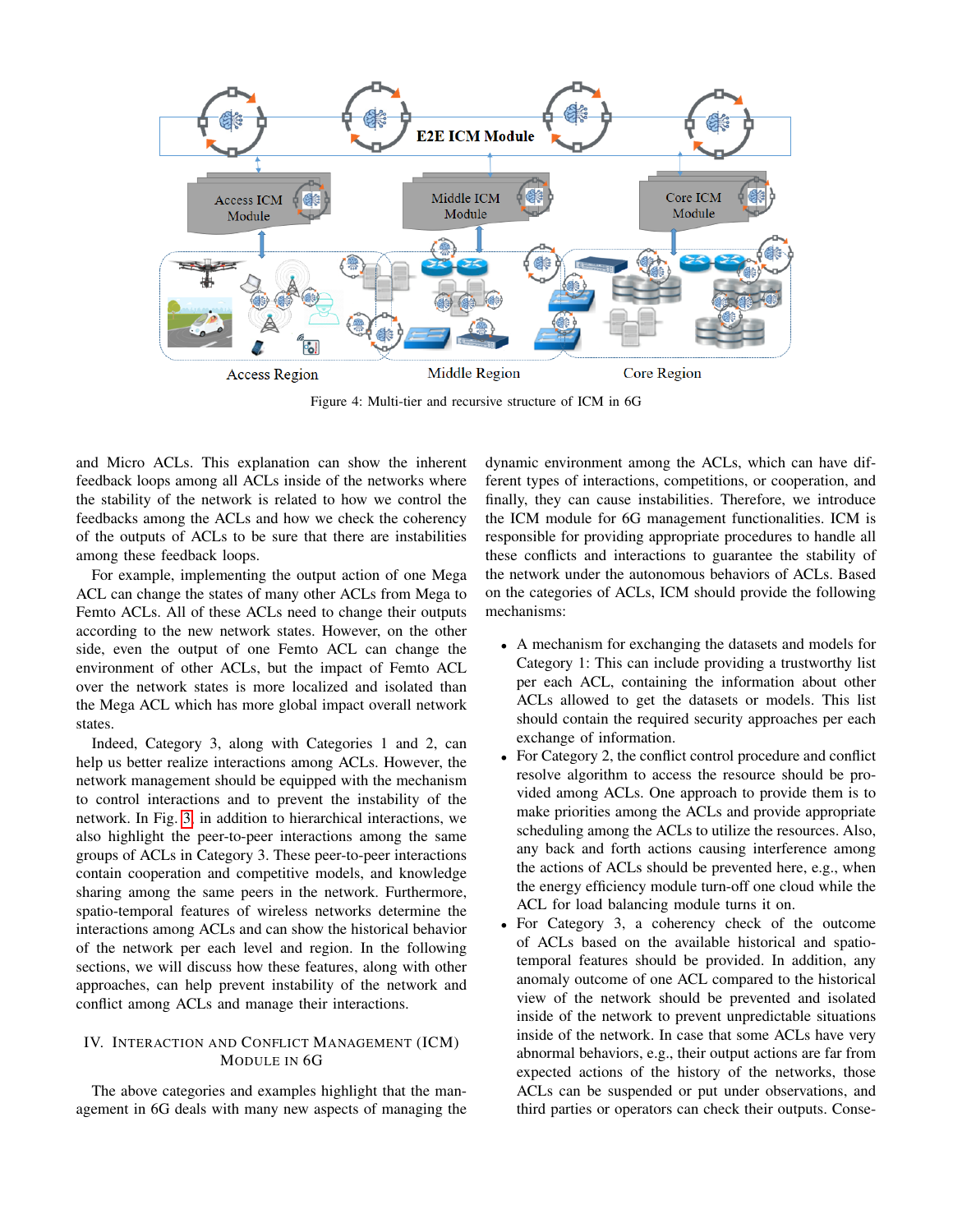Figure 4: Multi-tier and recursive structure of ICM in 6G

and Micro ACLs. This explanation can show the inherent feedback loops among all ACLs inside of the networks where the stability of the network is related to how we control the feedbacks among the ACLs and how we check the coherency of the outputs of ACLs to be sure that there are instabilities among these feedback loops.

For example, implementing the output action of one Mega ACL can change the states of many other ACLs from Mega to Femto ACLs. All of these ACLs need to change their outputs according to the new network states. However, on the other side, even the output of one Femto ACL can change the environment of other ACLs, but the impact of Femto ACL over the network states is more localized and isolated than the Mega ACL which has more global impact overall network states.

Indeed, Category 3, along with Categories 1 and 2, can help us better realize interactions among ACLs. However, the network management should be equipped with the mechanism to control interactions and to prevent the instability of the network. In Fig. 3, in addition to hierarchical interactions, we also highlight the peer-to-peer interactions among the same groups of ACLs in Category 3. These peer-to-peer interactions contain cooperation and competitive models, and knowledge sharing among the same peers in the network. Furthermore, spatio-temporal features of wireless networks determine the interactions among ACLs and can show the historical behavior of the network per each level and region. In the following sections, we will discuss how these features, along with other approaches, can help prevent instability of the network and conflict among ACLs and manage their interactions.

## IV. Interaction and Conflict Management (ICM) Module in 6G

The above categories and examples highlight that the management in 6G deals with many new aspects of managing the dynamic environment among the ACLs, which can have different types of interactions, competitions, or cooperation, and finally, they can cause instabilities. Therefore, we introduce the ICM module for 6G management functionalities. ICM is responsible for providing appropriate procedures to handle all these conflicts and interactions to guarantee the stability of the network under the autonomous behaviors of ACLs. Based on the categories of ACLs, ICM should provide the following mechanisms:

- A mechanism for exchanging the datasets and models for Category 1: This can include providing a trustworthy list per each ACL, containing the information about other ACLs allowed to get the datasets or models. This list should contain the required security approaches per each exchange of information.
- For Category 2, the conflict control procedure and conflict resolve algorithm to access the resource should be provided among ACLs. One approach to provide them is to make priorities among the ACLs and provide appropriate scheduling among the ACLs to utilize the resources. Also, any back and forth actions causing interference among the actions of ACLs should be prevented here, e.g., when the energy efficiency module turn-off one cloud while the ACL for load balancing module turns it on.
- For Category 3, a coherency check of the outcome of ACLs based on the available historical and spatio-temporal features should be provided. In addition, any anomaly outcome of one ACL compared to the historical view of the network should be prevented and isolated inside of the network to prevent unpredictable situations inside of the network. In case that some ACLs have very abnormal behaviors, e.g., their output actions are far from expected actions of the history of the networks, those ACLs can be suspended or put under observations, and third parties or operators can check their outputs. Conse-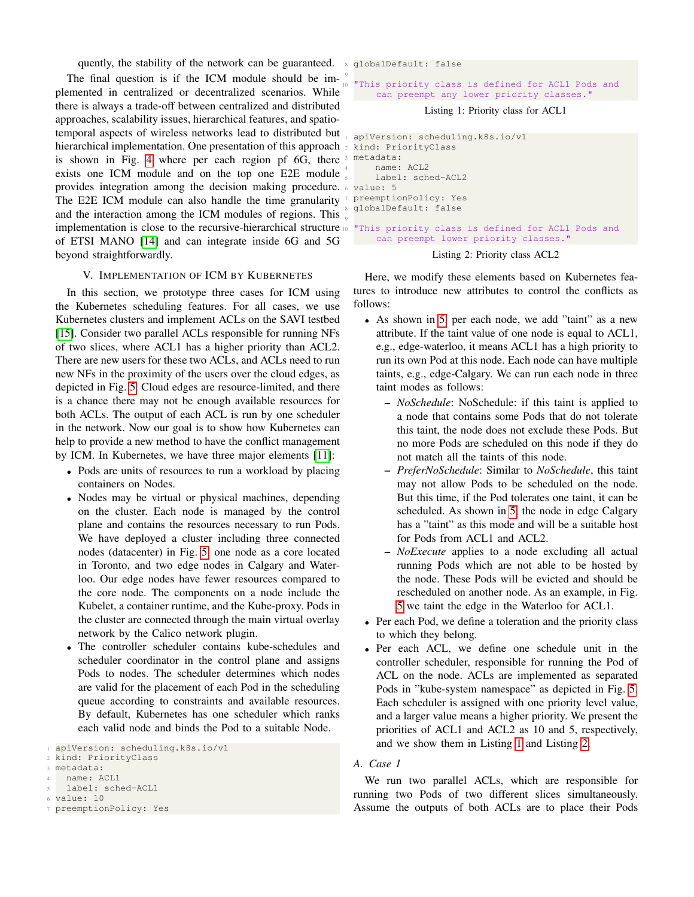quently, the stability of the network can be guaranteed.

The final question is if the ICM module should be implemented in centralized or decentralized scenarios. While there is always a trade-off between centralized and distributed approaches, scalability issues, hierarchical features, and spatio-temporal aspects of wireless networks lead to distributed but hierarchical implementation. One presentation of this approach is shown in Fig. 4 where per each region pf 6G, there exists one ICM module and on the top one E2E module provides integration among the decision making procedure. The E2E ICM module can also handle the time granularity and the interaction among the ICM modules of regions. This implementation is close to the recursive-hierarchical structure of ETSI MANO [14] and can integrate inside 6G and 5G beyond straightforwardly.

## V. Implementation of ICM by Kubernetes

In this section, we prototype three cases for ICM using the Kubernetes scheduling features. For all cases, we use Kubernetes clusters and implement ACLs on the SAVI testbed [15]. Consider two parallel ACLs responsible for running NFs of two slices, where ACL1 has a higher priority than ACL2. There are new users for these two ACLs, and ACLs need to run new NFs in the proximity of the users over the cloud edges, as depicted in Fig. 5. Cloud edges are resource-limited, and there is a chance there may not be enough available resources for both ACLs. The output of each ACL is run by one scheduler in the network. Now our goal is to show how Kubernetes can help to provide a new method to have the conflict management by ICM. In Kubernetes, we have three major elements [11]:

- Pods are units of resources to run a workload by placing containers on Nodes.
- Nodes may be virtual or physical machines, depending on the cluster. Each node is managed by the control plane and contains the resources necessary to run Pods. We have deployed a cluster including three connected nodes (datacenter) in Fig. 5, one node as a core located in Toronto, and two edge nodes in Calgary and Waterloo. Our edge nodes have fewer resources compared to the core node. The components on a node include the Kubelet, a container runtime, and the Kube-proxy. Pods in the cluster are connected through the main virtual overlay network by the Calico network plugin.
- The controller scheduler contains kube-schedules and scheduler coordinator in the control plane and assigns Pods to nodes. The scheduler determines which nodes are valid for the placement of each Pod in the scheduling queue according to constraints and available resources. By default, Kubernetes has one scheduler which ranks each valid node and binds the Pod to a suitable Node.

```
apiVersion: scheduling.k8s.io/v1
kind: PriorityClass
metadata:
  name: ACL1
  label: sched-ACL1
value: 10
preemptionPolicy: Yes
globalDefault: false

"This priority class is defined for ACL1 Pods and
    can preempt any lower priority classes."
```

Listing 1: Priority class for ACL1

```
apiVersion: scheduling.k8s.io/v1
kind: PriorityClass
metadata:
    name: ACL2
    label: sched-ACL2
value: 5
preemptionPolicy: Yes
globalDefault: false

"This priority class is defined for ACL1 Pods and
    can preempt lower priority classes."
```

Listing 2: Priority class ACL2

Here, we modify these elements based on Kubernetes features to introduce new attributes to control the conflicts as follows:

- As shown in 5, per each node, we add "taint" as a new attribute. If the taint value of one node is equal to ACL1, e.g., edge-waterloo, it means ACL1 has a high priority to run its own Pod at this node. Each node can have multiple taints, e.g., edge-Calgary. We can run each node in three taint modes as follows:
  - *NoSchedule*: NoSchedule: if this taint is applied to a node that contains some Pods that do not tolerate this taint, the node does not exclude these Pods. But no more Pods are scheduled on this node if they do not match all the taints of this node.
  - *PreferNoSchedule*: Similar to *NoSchedule*, this taint may not allow Pods to be scheduled on the node. But this time, if the Pod tolerates one taint, it can be scheduled. As shown in 5 the node in edge Calgary has a "taint" as this mode and will be a suitable host for Pods from ACL1 and ACL2.
  - *NoExecute* applies to a node excluding all actual running Pods which are not able to be hosted by the node. These Pods will be evicted and should be rescheduled on another node. As an example, in Fig. 5 we taint the edge in the Waterloo for ACL1.
- Per each Pod, we define a toleration and the priority class to which they belong.
- Per each ACL, we define one schedule unit in the controller scheduler, responsible for running the Pod of ACL on the node. ACLs are implemented as separated Pods in "kube-system namespace" as depicted in Fig. 5. Each scheduler is assigned with one priority level value, and a larger value means a higher priority. We present the priorities of ACL1 and ACL2 as 10 and 5, respectively, and we show them in Listing 1 and Listing 2.

### A. Case 1

We run two parallel ACLs, which are responsible for running two Pods of two different slices simultaneously. Assume the outputs of both ACLs are to place their Pods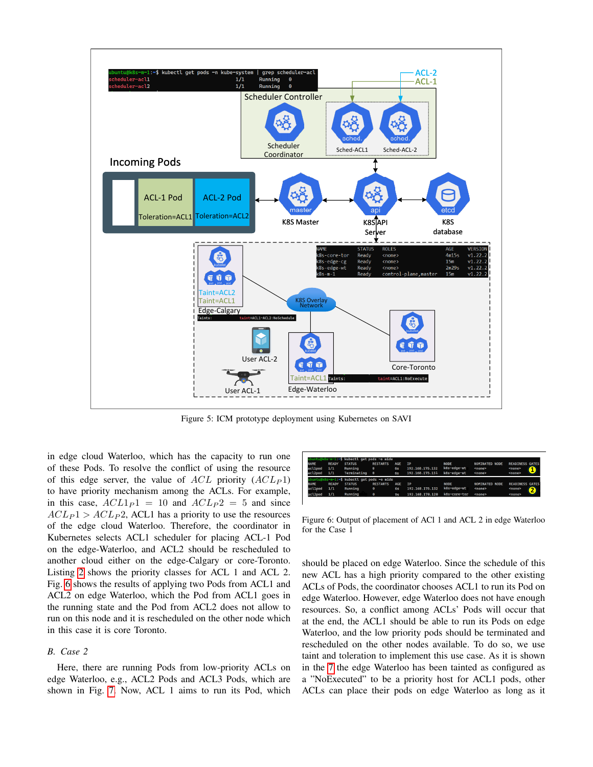Figure 5: ICM prototype deployment using Kubernetes on SAVI

in edge cloud Waterloo, which has the capacity to run one of these Pods. To resolve the conflict of using the resource of this edge server, the value of $ACL$ priority ($ACL_P1$) to have priority mechanism among the ACLs. For example, in this case, $ACL1_P1 = 10$ and $ACL_P2 = 5$ and since $ACL_P1 > ACL_P2$, ACL1 has a priority to use the resources of the edge cloud Waterloo. Therefore, the coordinator in Kubernetes selects ACL1 scheduler for placing ACL-1 Pod on the edge-Waterloo, and ACL2 should be rescheduled to another cloud either on the edge-Calgary or core-Toronto. Listing 2 shows the priority classes for ACL 1 and ACL 2. Fig. 6 shows the results of applying two Pods from ACL1 and ACL2 on edge Waterloo, which the Pod from ACL1 goes in the running state and the Pod from ACL2 does not allow to run on this node and it is rescheduled on the other node which in this case it is core Toronto.

### B. Case 2

Here, there are running Pods from low-priority ACLs on edge Waterloo, e.g., ACL2 Pods and ACL3 Pods, which are shown in Fig. 7. Now, ACL 1 aims to run its Pod, which should be placed on edge Waterloo. Since the schedule of this new ACL has a high priority compared to the other existing ACLs of Pods, the coordinator chooses ACL1 to run its Pod on edge Waterloo. However, edge Waterloo does not have enough resources. So, a conflict among ACLs' Pods will occur that at the end, the ACL1 should be able to run its Pods on edge Waterloo, and the low priority pods should be terminated and rescheduled on the other nodes available. To do so, we use taint and toleration to implement this use case. As it is shown in the 7 the edge Waterloo has been tainted as configured as a "NoExecuted" to be a priority host for ACL1 pods, other ACLs can place their pods on edge Waterloo as long as it

Figure 6: Output of placement of ACl 1 and ACL 2 in edge Waterloo for the Case 1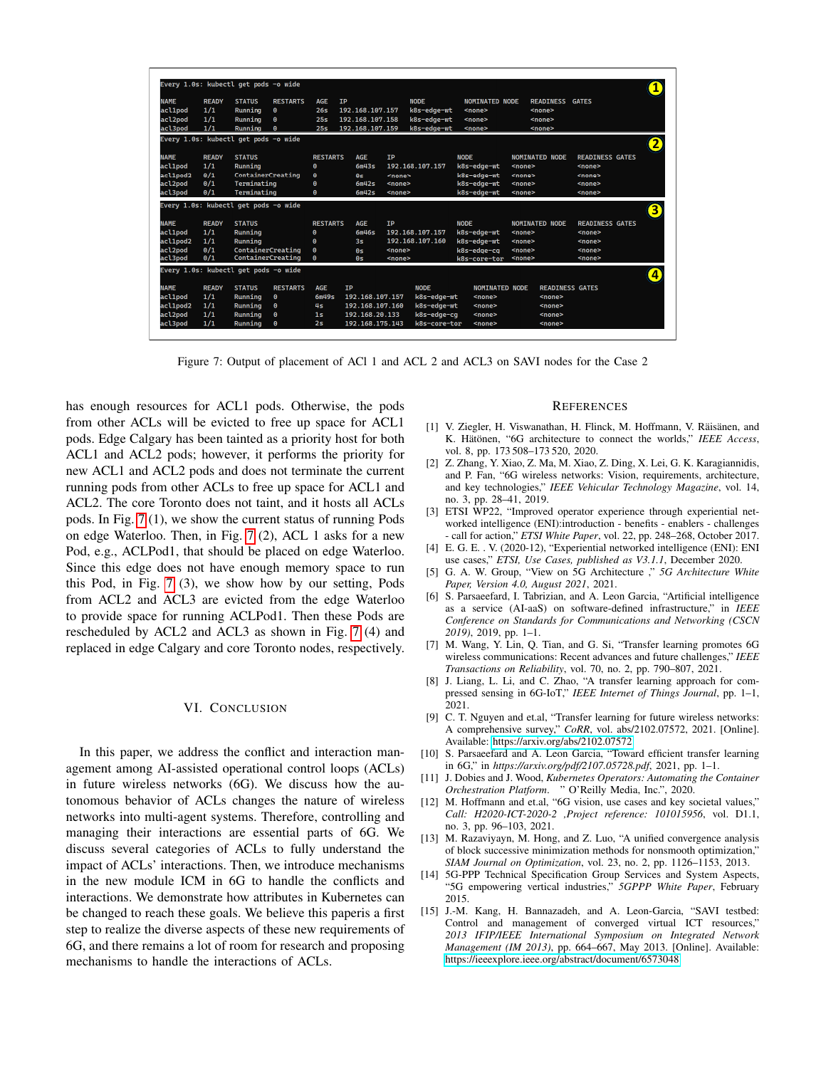```
Every 1.0s: kubectl get pods -o wide                                                              1

NAME      READY   STATUS    RESTARTS   AGE   IP                NODE          NOMINATED NODE   READINESS GATES
acl1pod   1/1     Running   0          26s   192.168.107.157   k8s-edge-wt   <none>           <none>
acl2pod   1/1     Running   0          25s   192.168.107.158   k8s-edge-wt   <none>           <none>
acl3pod   1/1     Running   0          25s   192.168.107.159   k8s-edge-wt   <none>           <none>
```

```
Every 1.0s: kubectl get pods -o wide                                                              2

NAME       READY   STATUS              RESTARTS   AGE     IP                NODE          NOMINATED NODE   READINESS GATES
acl1pod    1/1     Running             0          6m43s   192.168.107.157   k8s-edge-wt   <none>           <none>
acl1pod2   0/1     ContainerCreating   0          0s      <none>            k8s-edge-wt   <none>           <none>
acl2pod    0/1     Terminating         0          6m42s   <none>            k8s-edge-wt   <none>           <none>
acl3pod    0/1     Terminating         0          6m42s   <none>            k8s-edge-wt   <none>           <none>
```

```
Every 1.0s: kubectl get pods -o wide                                                              3

NAME       READY   STATUS              RESTARTS   AGE     IP                NODE           NOMINATED NODE   READINESS GATES
acl1pod    1/1     Running             0          6m46s   192.168.107.157   k8s-edge-wt    <none>           <none>
acl1pod2   1/1     Running             0          3s      192.168.107.160   k8s-edge-wt    <none>           <none>
acl2pod    0/1     ContainerCreating   0          0s      <none>            k8s-edge-cg    <none>           <none>
acl3pod    0/1     ContainerCreating   0          0s      <none>            k8s-core-tor   <none>           <none>
```

```
Every 1.0s: kubectl get pods -o wide                                                              4

NAME       READY   STATUS    RESTARTS   AGE     IP                NODE           NOMINATED NODE   READINESS GATES
acl1pod    1/1     Running   0          6m49s   192.168.107.157   k8s-edge-wt    <none>           <none>
acl1pod2   1/1     Running   0          4s      192.168.107.160   k8s-edge-wt    <none>           <none>
acl2pod    1/1     Running   0          1s      192.168.20.133    k8s-edge-cg    <none>           <none>
acl3pod    1/1     Running   0          2s      192.168.175.143   k8s-core-tor   <none>           <none>
```

Figure 7: Output of placement of ACl 1 and ACL 2 and ACL3 on SAVI nodes for the Case 2

has enough resources for ACL1 pods. Otherwise, the pods from other ACLs will be evicted to free up space for ACL1 pods. Edge Calgary has been tainted as a priority host for both ACL1 and ACL2 pods; however, it performs the priority for new ACL1 and ACL2 pods and does not terminate the current running pods from other ACLs to free up space for ACL1 and ACL2. The core Toronto does not taint, and it hosts all ACLs pods. In Fig. 7 (1), we show the current status of running Pods on edge Waterloo. Then, in Fig. 7 (2), ACL 1 asks for a new Pod, e.g., ACLPod1, that should be placed on edge Waterloo. Since this edge does not have enough memory space to run this Pod, in Fig. 7 (3), we show how by our setting, Pods from ACL2 and ACL3 are evicted from the edge Waterloo to provide space for running ACLPod1. Then these Pods are rescheduled by ACL2 and ACL3 as shown in Fig. 7 (4) and replaced in edge Calgary and core Toronto nodes, respectively.

## VI. Conclusion

In this paper, we address the conflict and interaction management among AI-assisted operational control loops (ACLs) in future wireless networks (6G). We discuss how the autonomous behavior of ACLs changes the nature of wireless networks into multi-agent systems. Therefore, controlling and managing their interactions are essential parts of 6G. We discuss several categories of ACLs to fully understand the impact of ACLs' interactions. Then, we introduce mechanisms in the new module ICM in 6G to handle the conflicts and interactions. We demonstrate how attributes in Kubernetes can be changed to reach these goals. We believe this paperis a first step to realize the diverse aspects of these new requirements of 6G, and there remains a lot of room for research and proposing mechanisms to handle the interactions of ACLs.

## References

[1] V. Ziegler, H. Viswanathan, H. Flinck, M. Hoffmann, V. Räisänen, and K. Hätönen, "6G architecture to connect the worlds," *IEEE Access*, vol. 8, pp. 173 508–173 520, 2020.

[2] Z. Zhang, Y. Xiao, Z. Ma, M. Xiao, Z. Ding, X. Lei, G. K. Karagiannidis, and P. Fan, "6G wireless networks: Vision, requirements, architecture, and key technologies," *IEEE Vehicular Technology Magazine*, vol. 14, no. 3, pp. 28–41, 2019.

[3] ETSI WP22, "Improved operator experience through experiential networked intelligence (ENI):introduction - benefits - enablers - challenges - call for action," *ETSI White Paper*, vol. 22, pp. 248–268, October 2017.

[4] E. G. E. . V. (2020-12), "Experiential networked intelligence (ENI): ENI use cases," *ETSI, Use Cases, published as V3.1.1*, December 2020.

[5] G. A. W. Group, "View on 5G Architecture ," *5G Architecture White Paper, Version 4.0, August 2021*, 2021.

[6] S. Parsaeefard, I. Tabrizian, and A. Leon Garcia, "Artificial intelligence as a service (AI-aaS) on software-defined infrastructure," in *IEEE Conference on Standards for Communications and Networking (CSCN 2019)*, 2019, pp. 1–1.

[7] M. Wang, Y. Lin, Q. Tian, and G. Si, "Transfer learning promotes 6G wireless communications: Recent advances and future challenges," *IEEE Transactions on Reliability*, vol. 70, no. 2, pp. 790–807, 2021.

[8] J. Liang, L. Li, and C. Zhao, "A transfer learning approach for compressed sensing in 6G-IoT," *IEEE Internet of Things Journal*, pp. 1–1, 2021.

[9] C. T. Nguyen and et.al, "Transfer learning for future wireless networks: A comprehensive survey," *CoRR*, vol. abs/2102.07572, 2021. [Online]. Available: https://arxiv.org/abs/2102.07572

[10] S. Parsaeefard and A. Leon Garcia, "Toward efficient transfer learning in 6G," in *https://arxiv.org/pdf/2107.05728.pdf*, 2021, pp. 1–1.

[11] J. Dobies and J. Wood, *Kubernetes Operators: Automating the Container Orchestration Platform*. " O'Reilly Media, Inc.", 2020.

[12] M. Hoffmann and et.al, "6G vision, use cases and key societal values," *Call: H2020-ICT-2020-2 ,Project reference: 101015956*, vol. D1.1, no. 3, pp. 96–103, 2021.

[13] M. Razaviyayn, M. Hong, and Z. Luo, "A unified convergence analysis of block successive minimization methods for nonsmooth optimization," *SIAM Journal on Optimization*, vol. 23, no. 2, pp. 1126–1153, 2013.

[14] 5G-PPP Technical Specification Group Services and System Aspects, "5G empowering vertical industries," *5GPPP White Paper*, February 2015.

[15] J.-M. Kang, H. Bannazadeh, and A. Leon-Garcia, "SAVI testbed: Control and management of converged virtual ICT resources," *2013 IFIP/IEEE International Symposium on Integrated Network Management (IM 2013)*, pp. 664–667, May 2013. [Online]. Available: https://ieeexplore.ieee.org/abstract/document/6573048